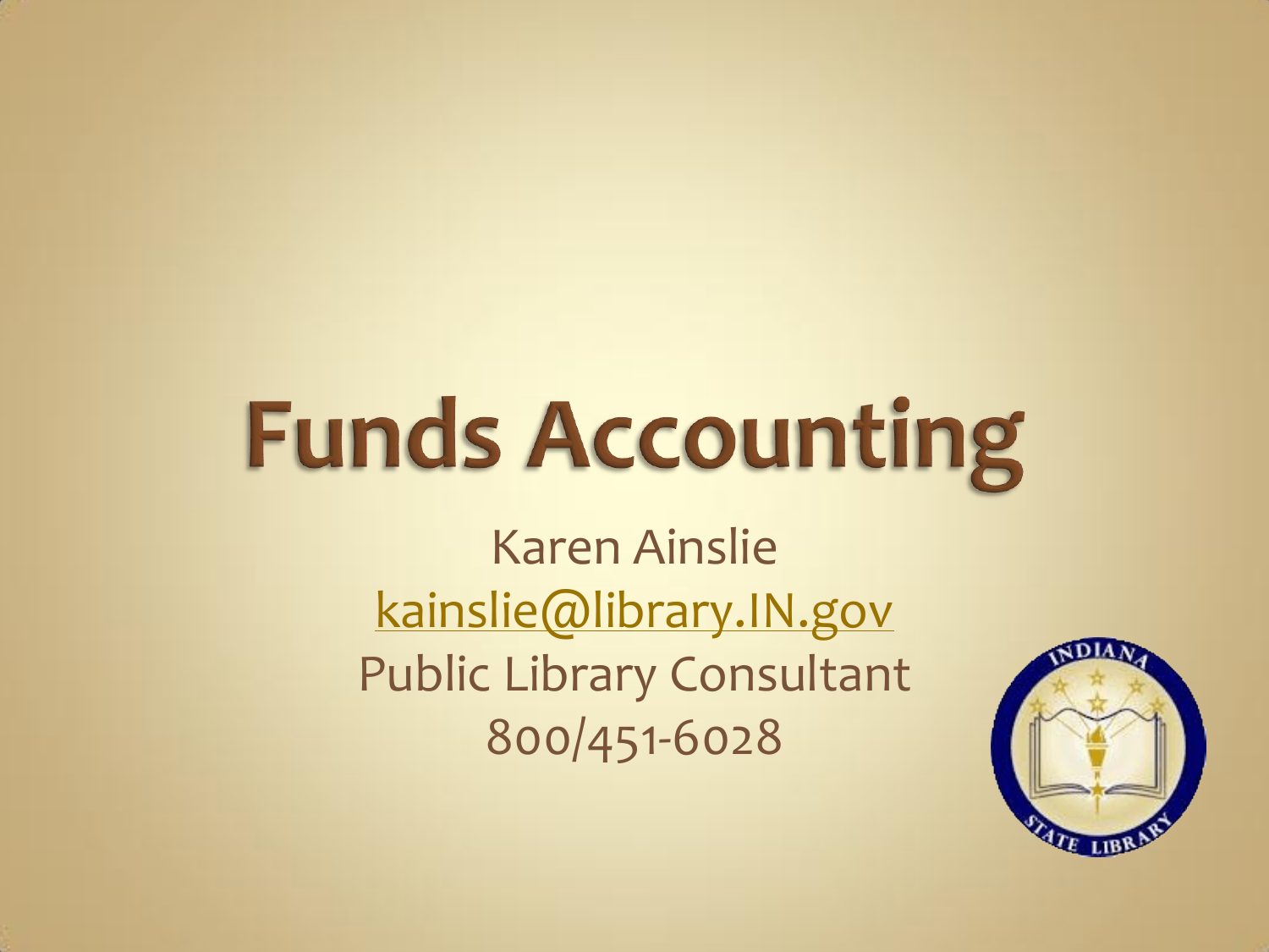# Funds Accounting

Karen Ainslie

kainslie@library.IN.gov

Public Library Consultant

800/451-6028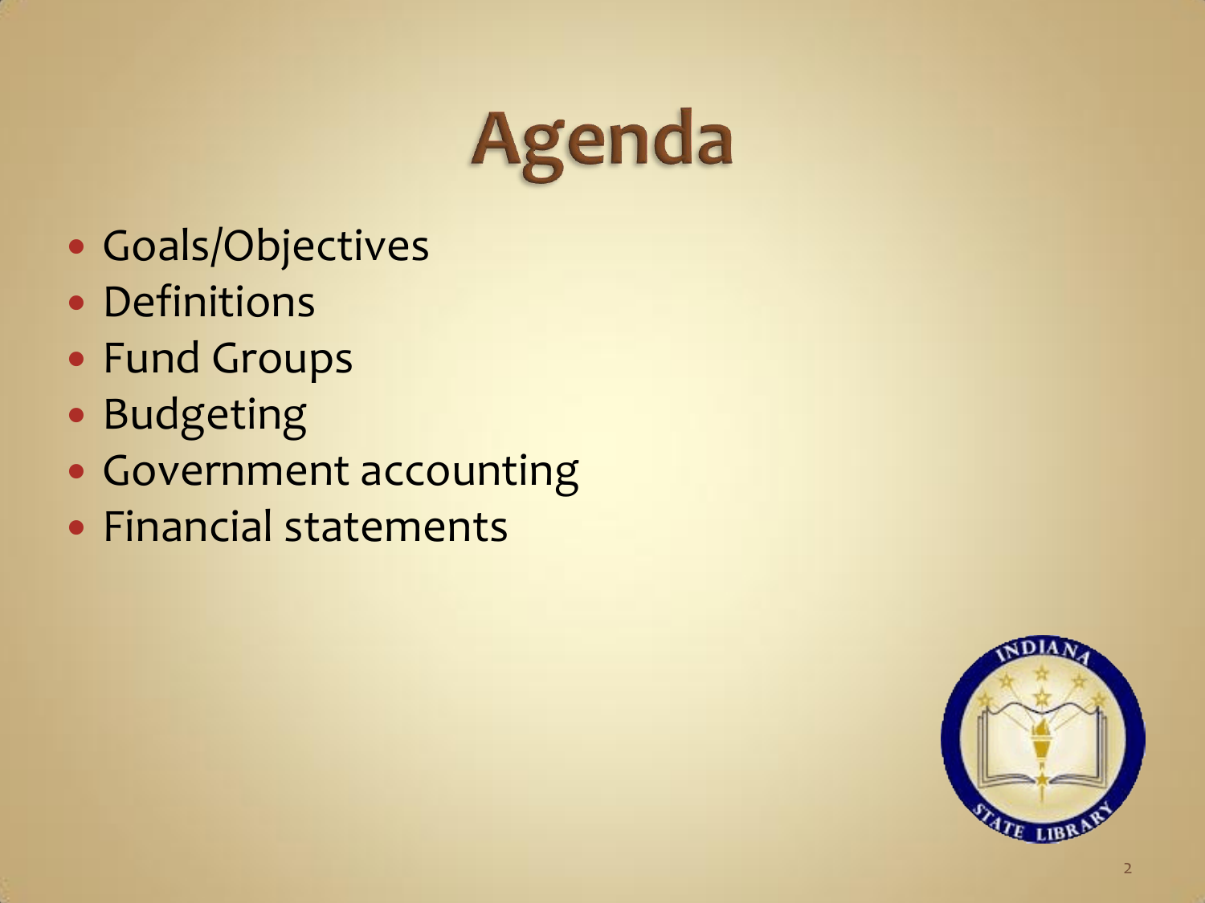# Agenda

- Goals/Objectives
- Definitions
- Fund Groups
- Budgeting
- Government accounting
- Financial statements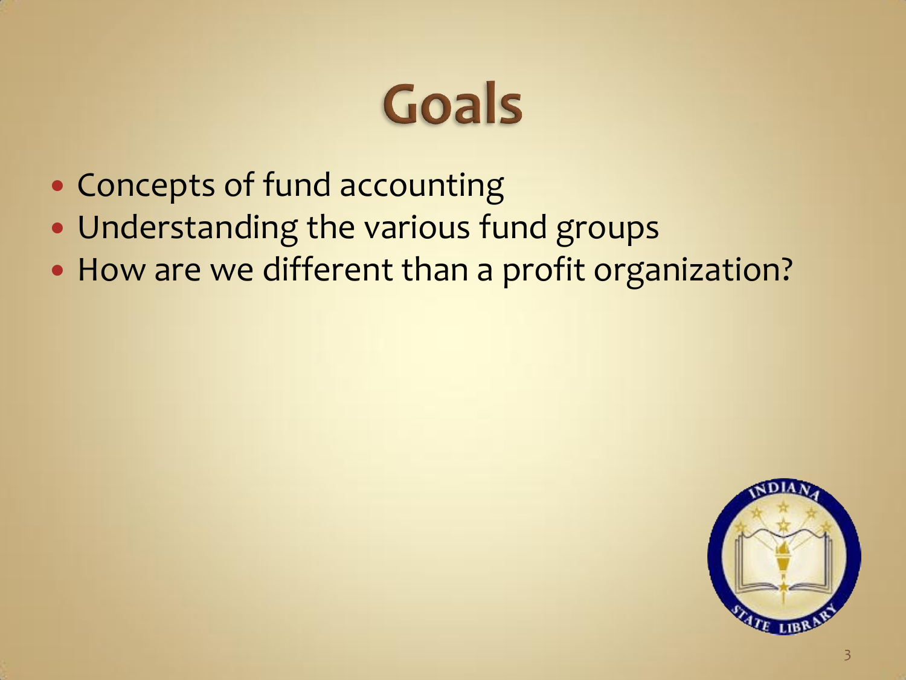# Goals

- Concepts of fund accounting
- Understanding the various fund groups
- How are we different than a profit organization?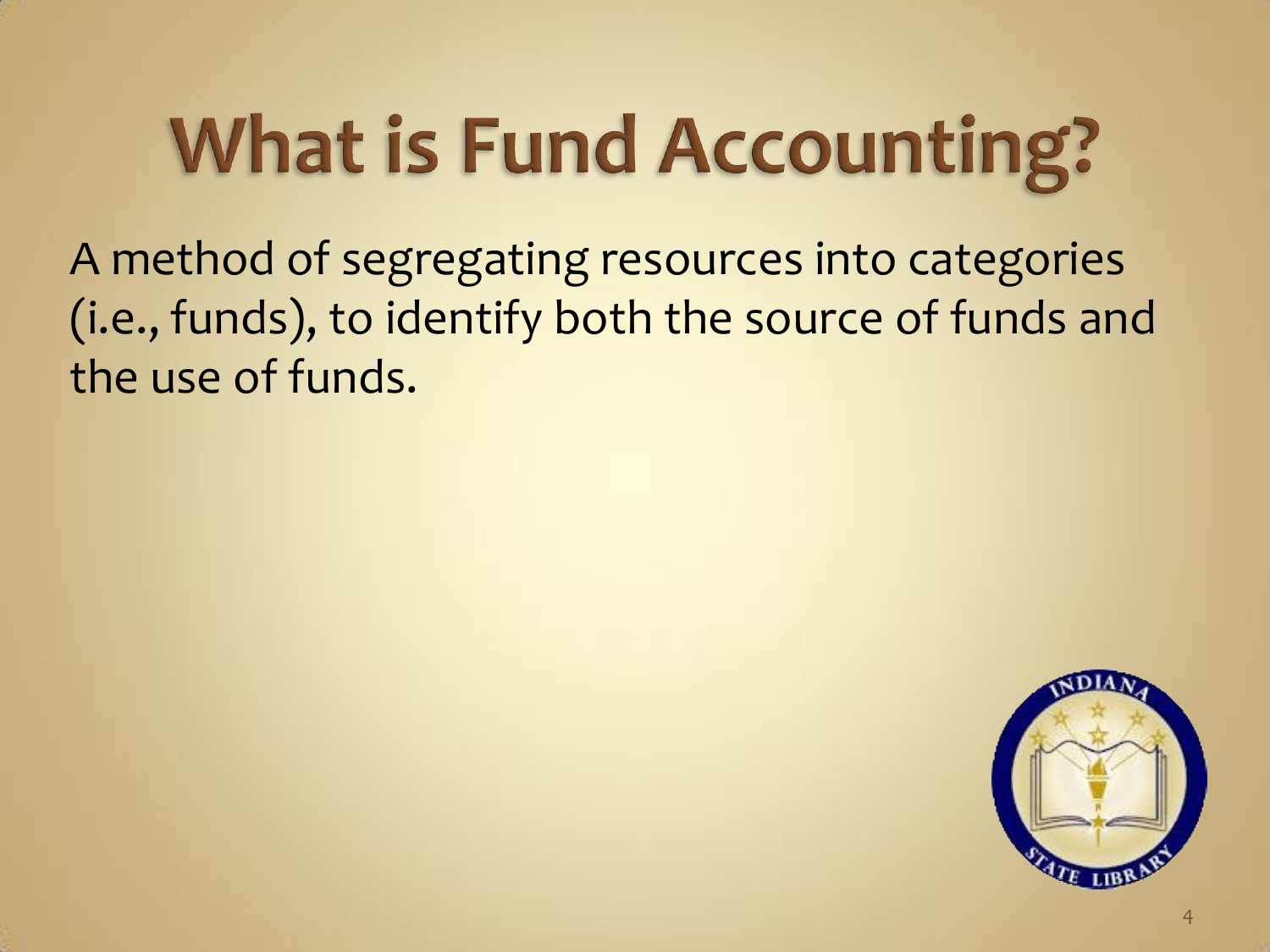# What is Fund Accounting?

A method of segregating resources into categories (i.e., funds), to identify both the source of funds and the use of funds.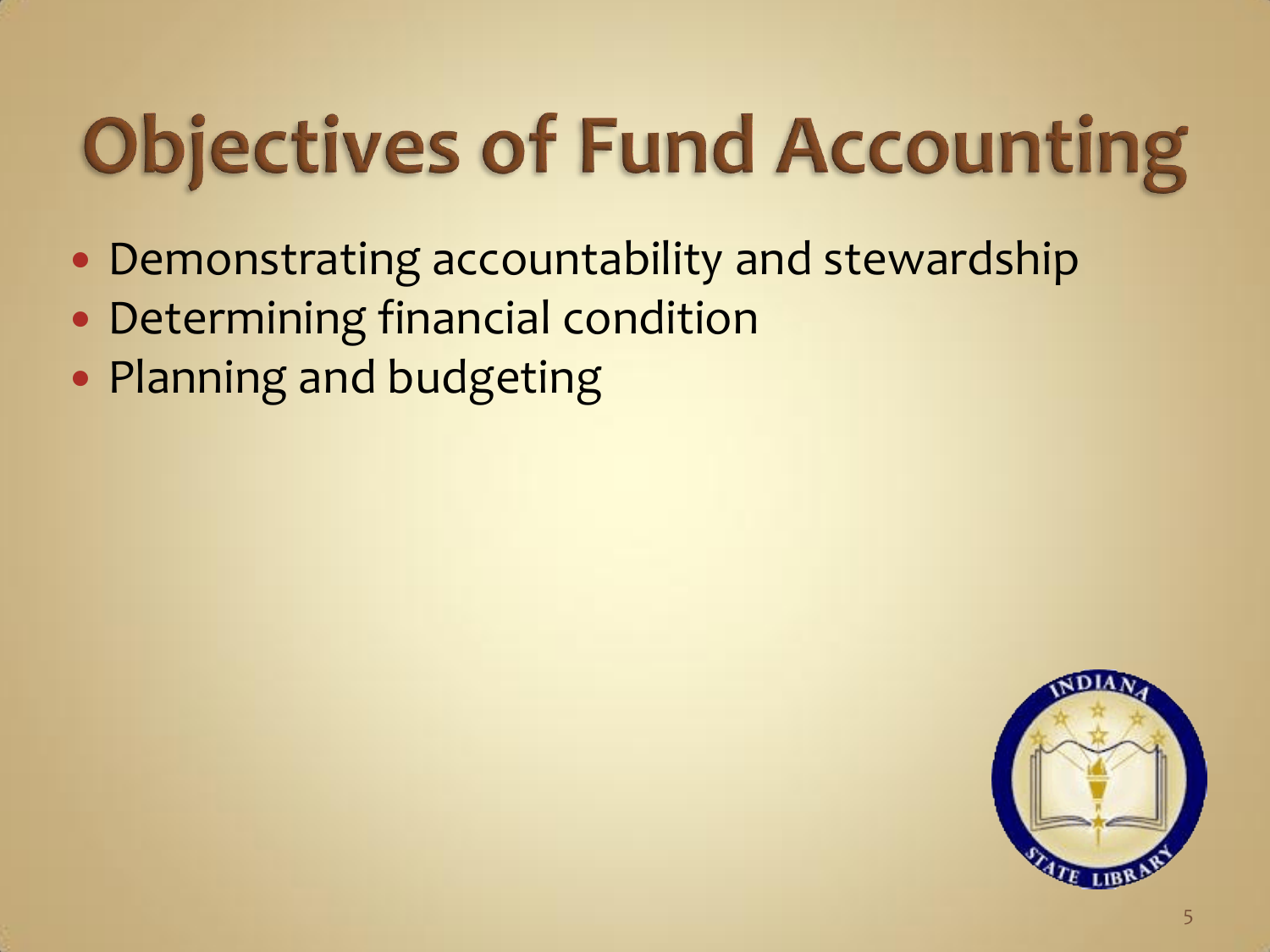# Objectives of Fund Accounting

- Demonstrating accountability and stewardship
- Determining financial condition
- Planning and budgeting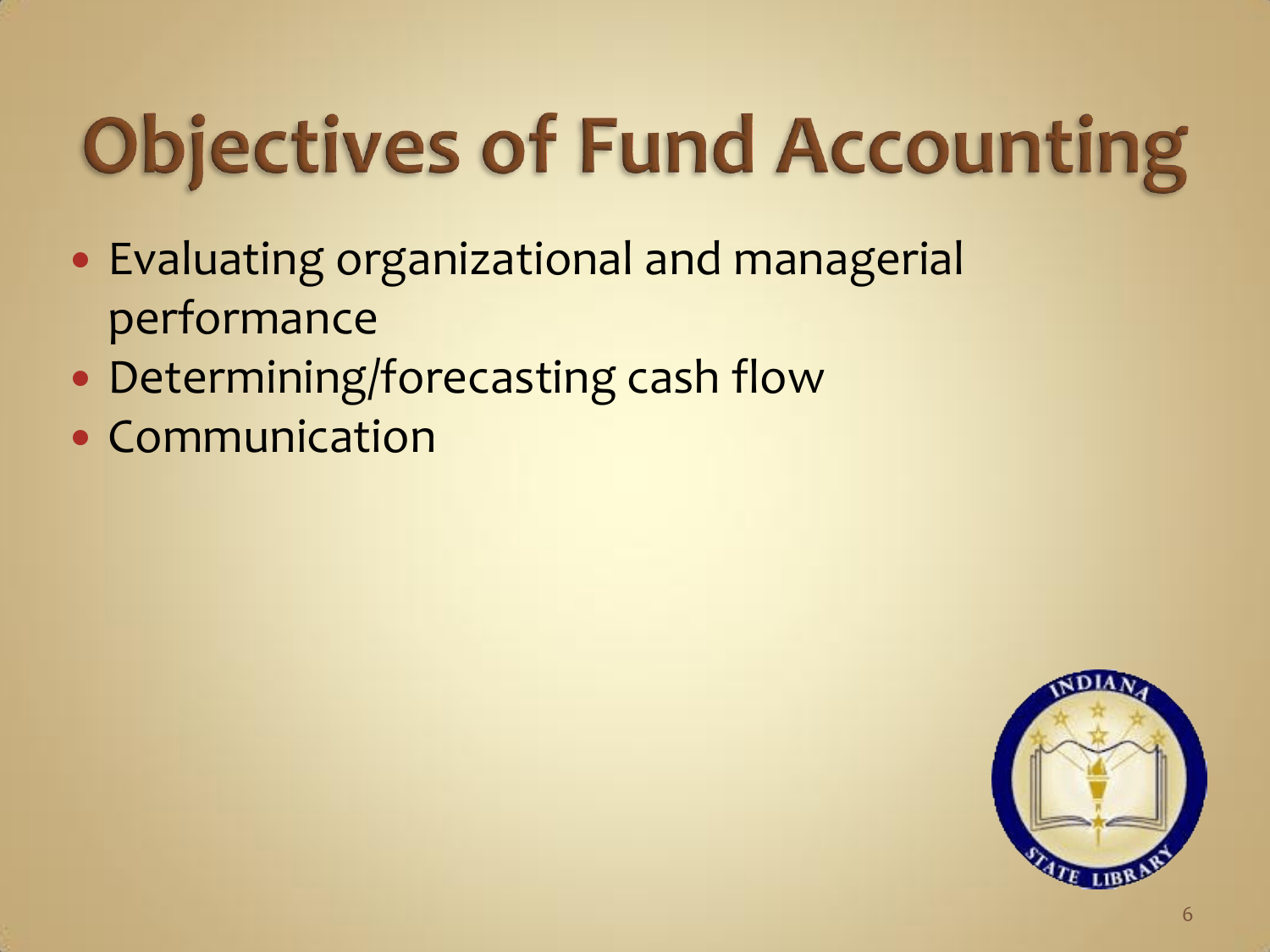# Objectives of Fund Accounting

- Evaluating organizational and managerial performance
- Determining/forecasting cash flow
- Communication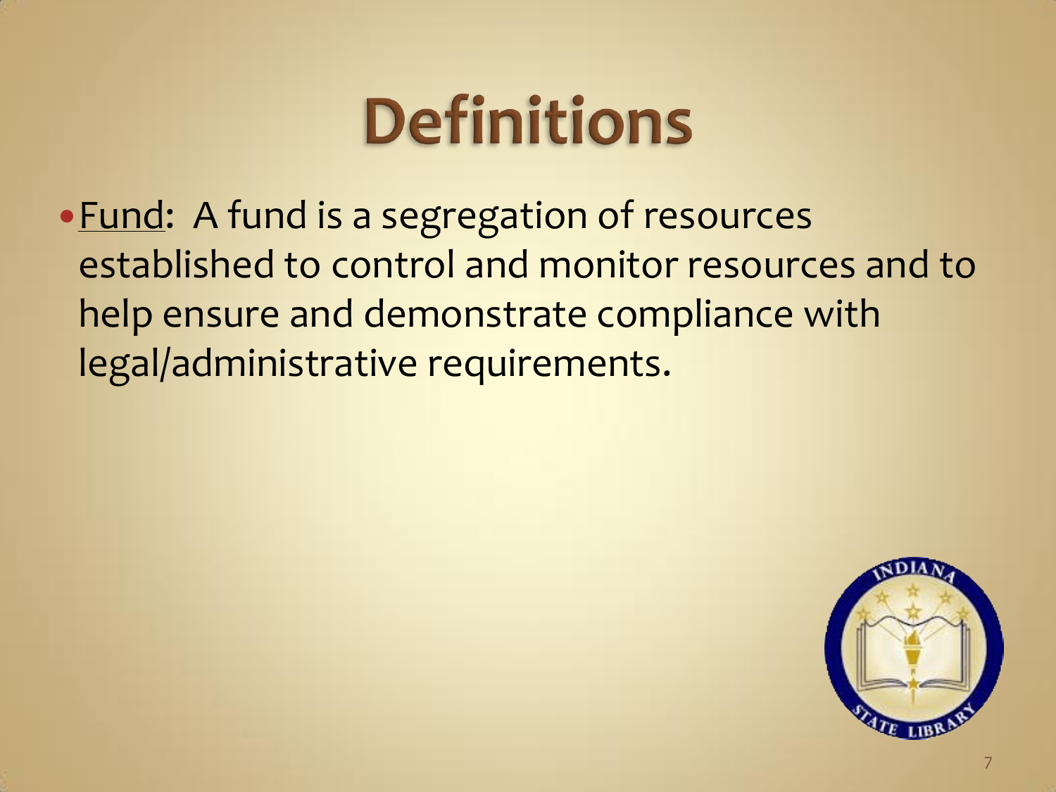# Definitions

- Fund: A fund is a segregation of resources established to control and monitor resources and to help ensure and demonstrate compliance with legal/administrative requirements.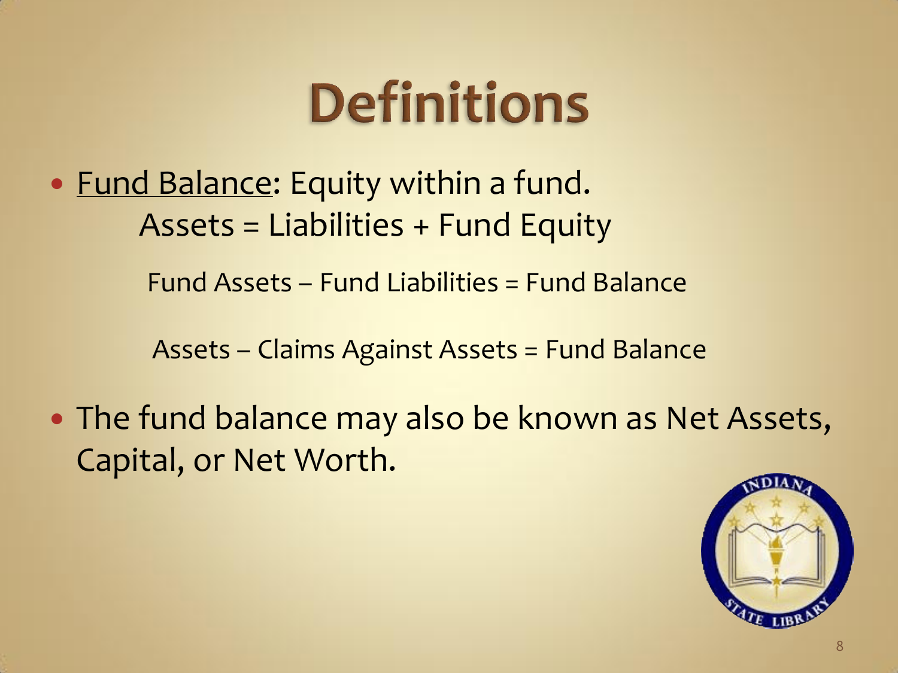# Definitions

- <u>Fund Balance</u>: Equity within a fund.

  Assets = Liabilities + Fund Equity

  Fund Assets – Fund Liabilities = Fund Balance

  Assets – Claims Against Assets = Fund Balance

- The fund balance may also be known as Net Assets, Capital, or Net Worth.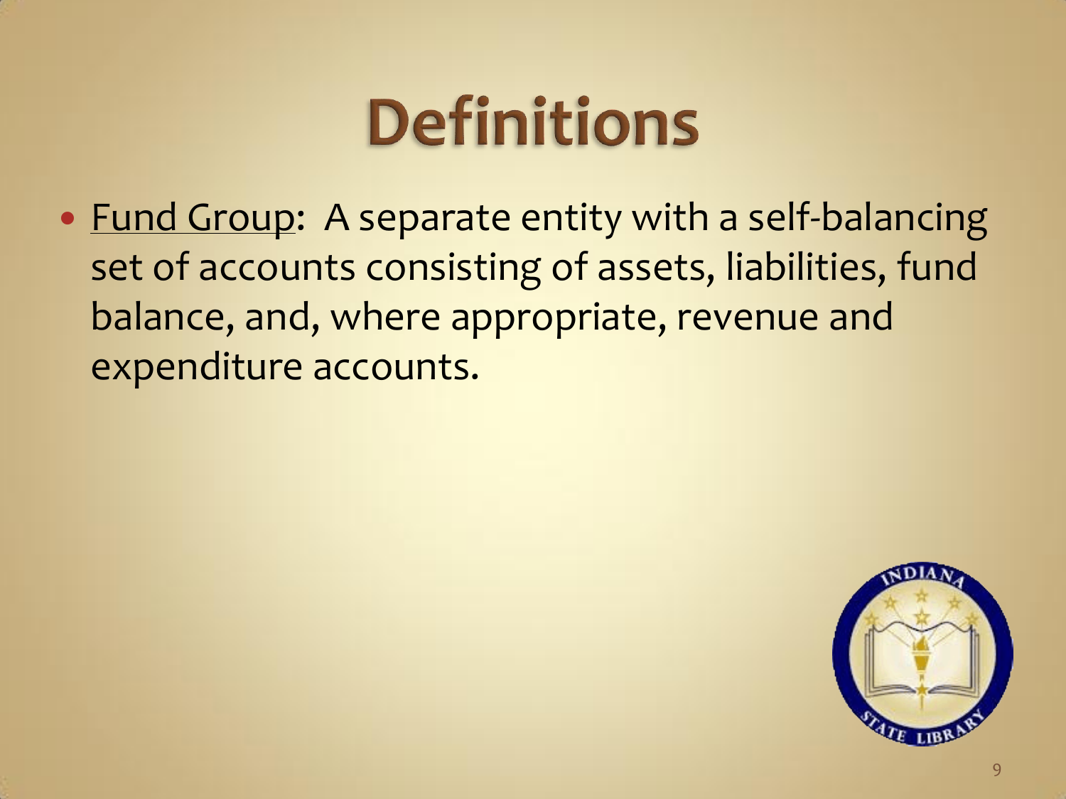# Definitions

- Fund Group: A separate entity with a self-balancing set of accounts consisting of assets, liabilities, fund balance, and, where appropriate, revenue and expenditure accounts.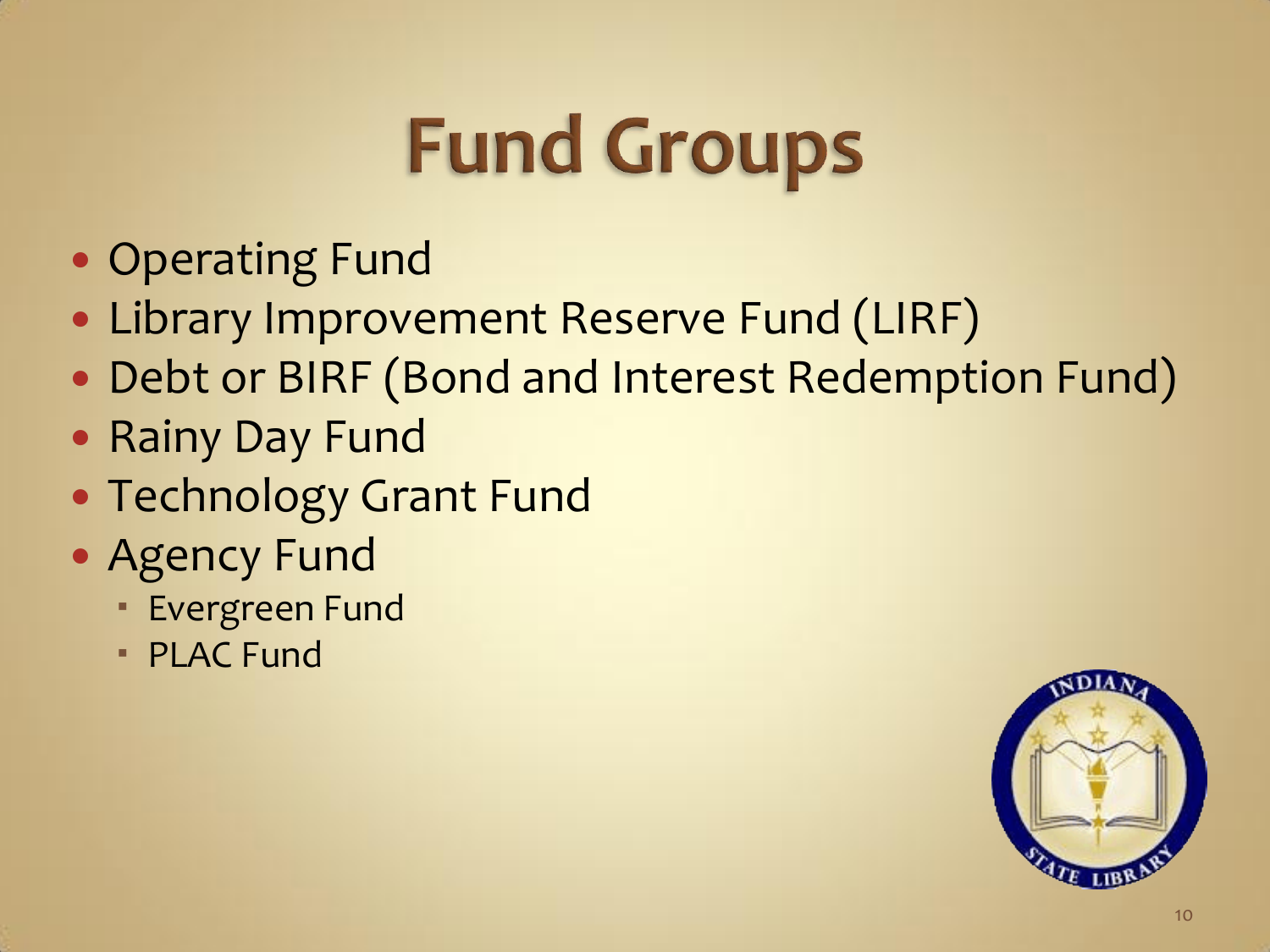# Fund Groups

- Operating Fund
- Library Improvement Reserve Fund (LIRF)
- Debt or BIRF (Bond and Interest Redemption Fund)
- Rainy Day Fund
- Technology Grant Fund
- Agency Fund
  - Evergreen Fund
  - PLAC Fund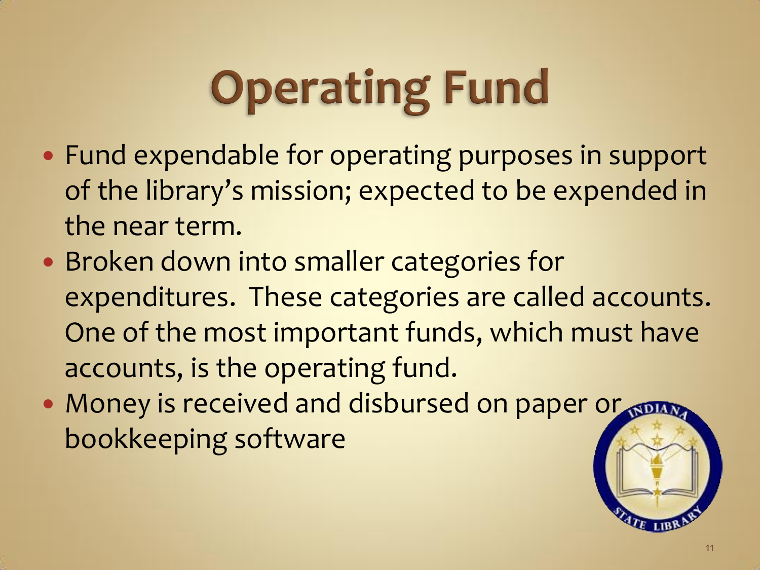# Operating Fund

- Fund expendable for operating purposes in support of the library's mission; expected to be expended in the near term.
- Broken down into smaller categories for expenditures. These categories are called accounts. One of the most important funds, which must have accounts, is the operating fund.
- Money is received and disbursed on paper or bookkeeping software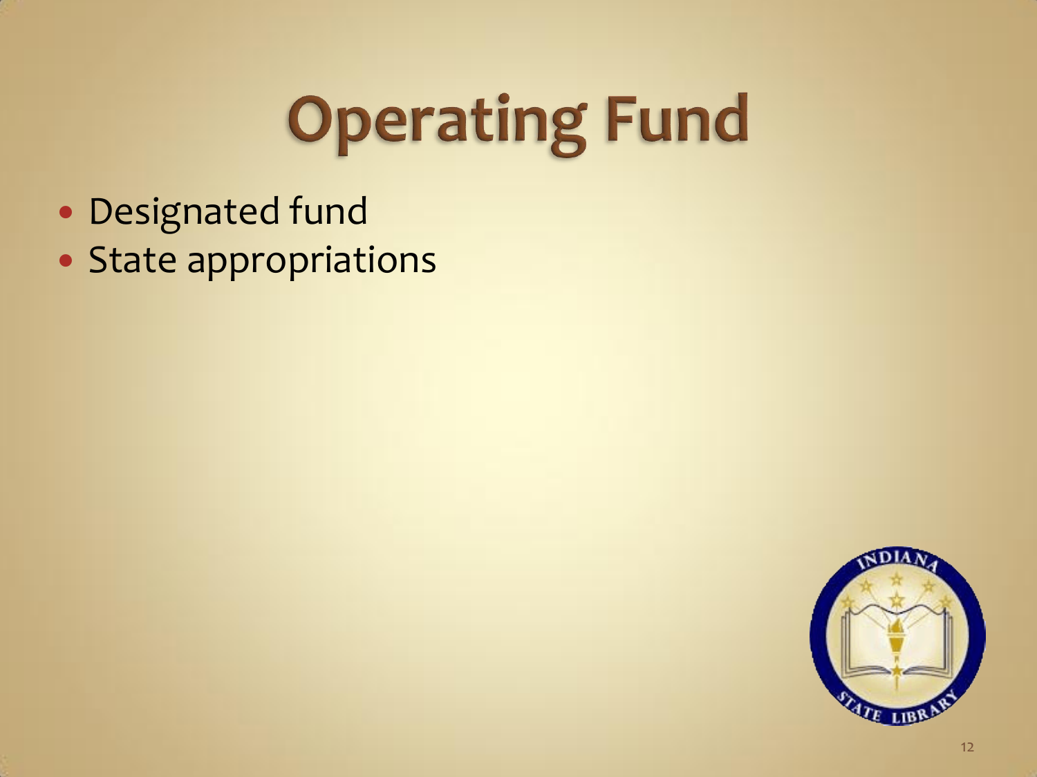# Operating Fund

- Designated fund
- State appropriations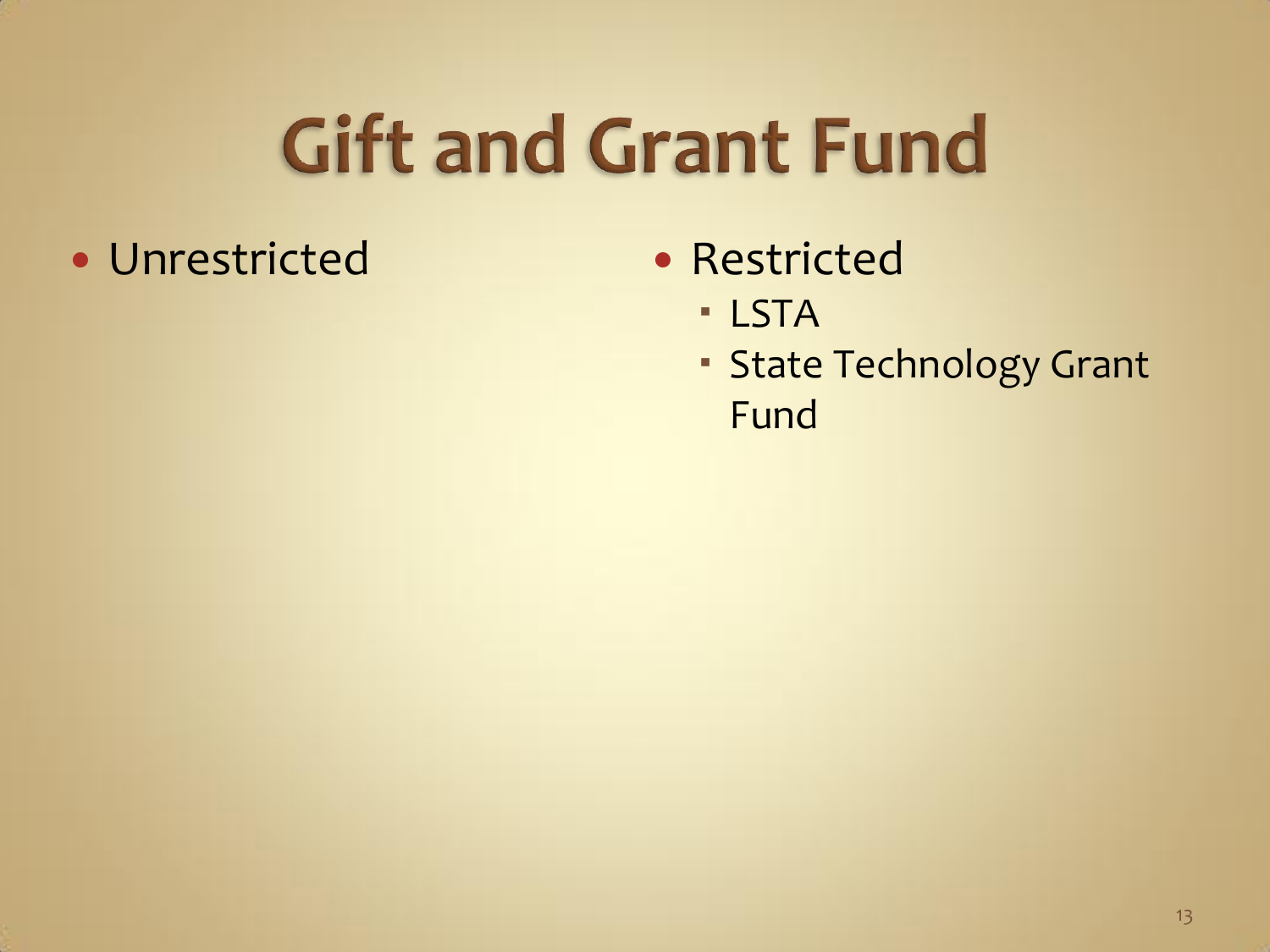# Gift and Grant Fund

- Unrestricted

- Restricted
  - LSTA
  - State Technology Grant Fund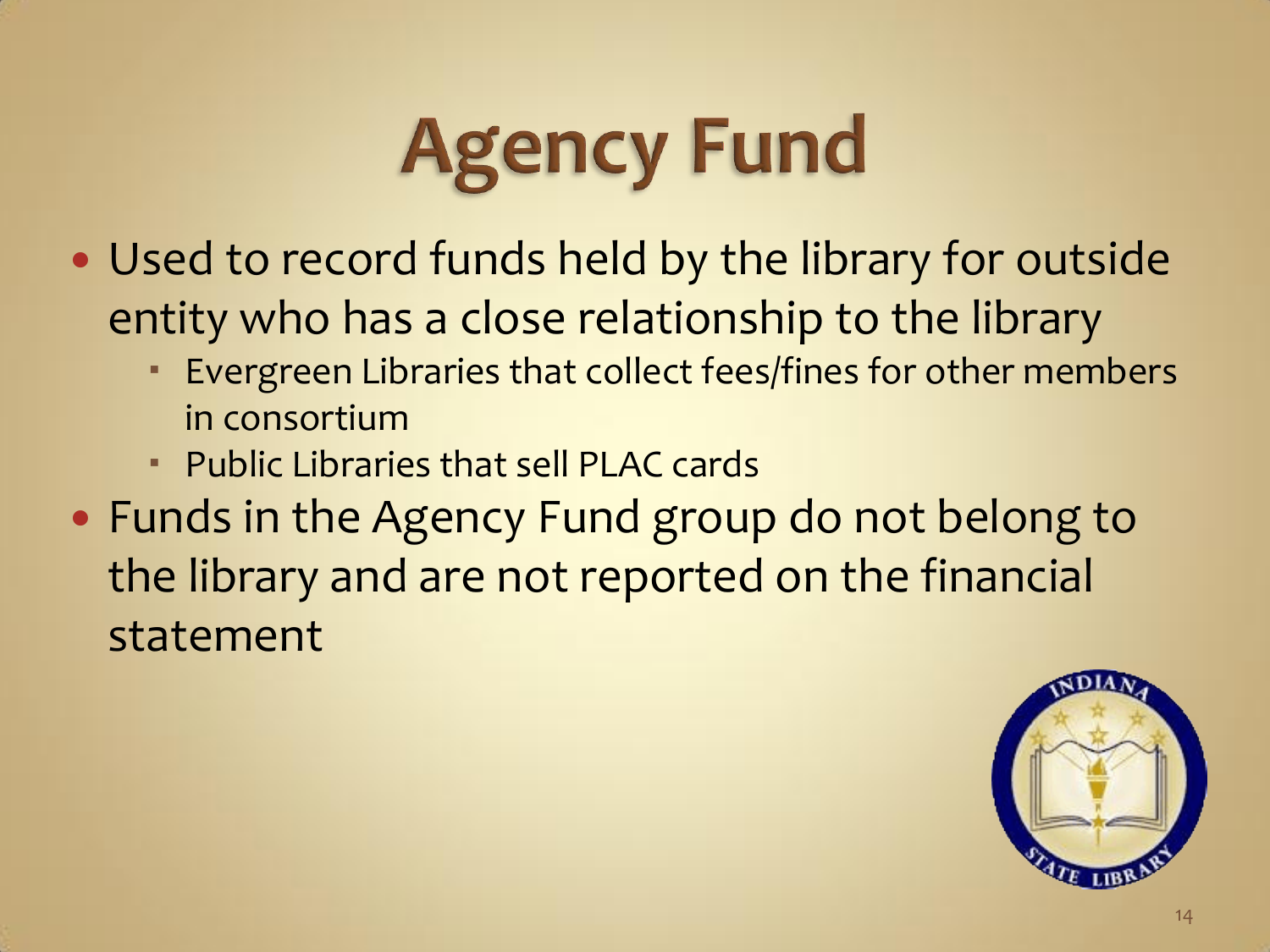# Agency Fund

- Used to record funds held by the library for outside entity who has a close relationship to the library
  - Evergreen Libraries that collect fees/fines for other members in consortium
  - Public Libraries that sell PLAC cards
- Funds in the Agency Fund group do not belong to the library and are not reported on the financial statement